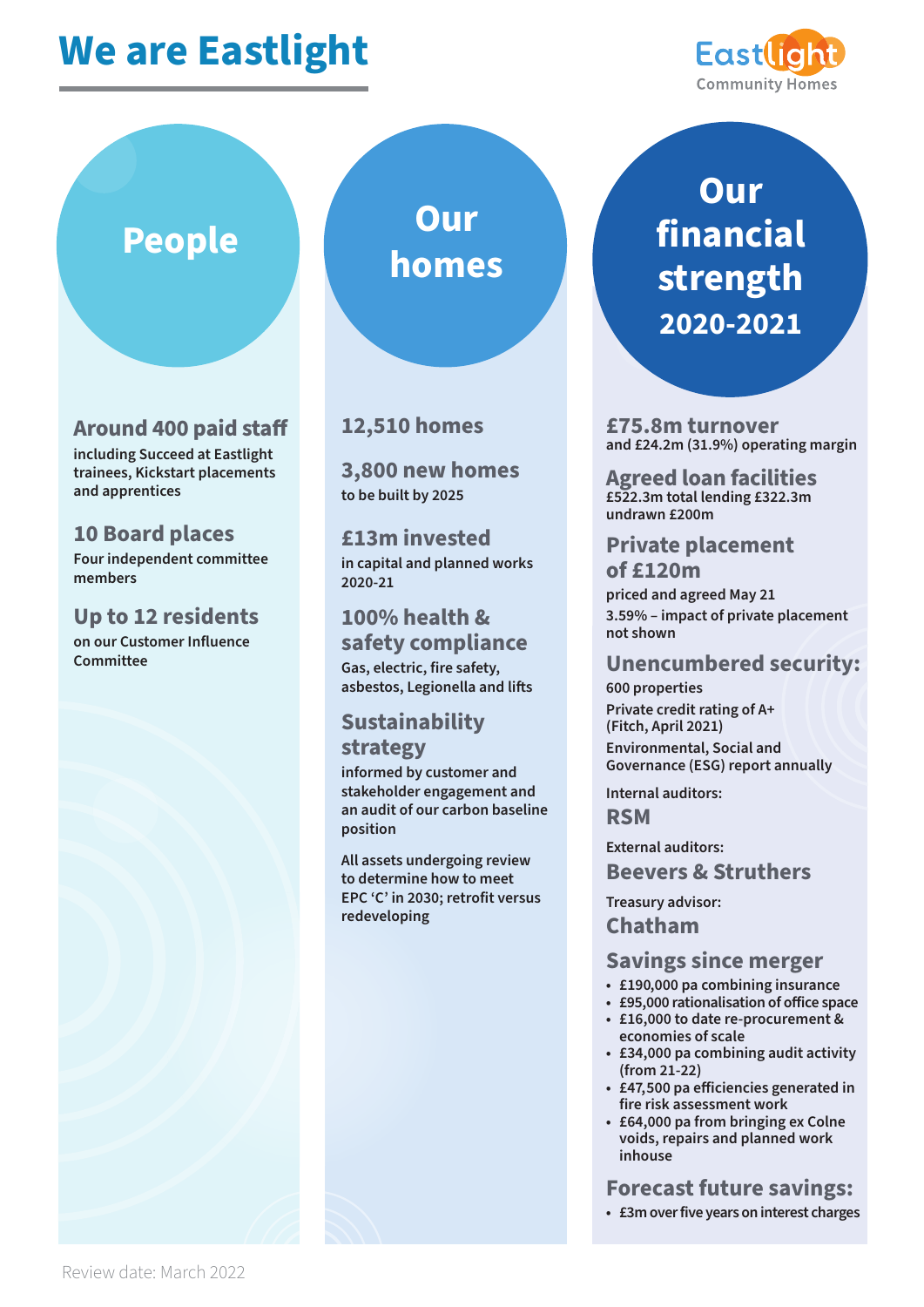# We are Eastlight

Eastlight Community Homes

## People

**Around 400 paid staff**
including Succeed at Eastlight trainees, Kickstart placements and apprentices

**10 Board places**
Four independent committee members

**Up to 12 residents**
on our Customer Influence Committee

## Our homes

**12,510 homes**

**3,800 new homes**
to be built by 2025

**£13m invested**
in capital and planned works 2020-21

**100% health & safety compliance**
Gas, electric, fire safety, asbestos, Legionella and lifts

**Sustainability strategy**
informed by customer and stakeholder engagement and an audit of our carbon baseline position

All assets undergoing review to determine how to meet EPC 'C' in 2030; retrofit versus redeveloping

## Our financial strength 2020-2021

**£75.8m turnover**
and £24.2m (31.9%) operating margin

**Agreed loan facilities**
£522.3m total lending £322.3m undrawn £200m

**Private placement of £120m**
priced and agreed May 21

3.59% – impact of private placement not shown

**Unencumbered security:**
600 properties

Private credit rating of A+ (Fitch, April 2021)

Environmental, Social and Governance (ESG) report annually

Internal auditors:
**RSM**

External auditors:
**Beevers & Struthers**

Treasury advisor:
**Chatham**

**Savings since merger**

- £190,000 pa combining insurance
- £95,000 rationalisation of office space
- £16,000 to date re-procurement & economies of scale
- £34,000 pa combining audit activity (from 21-22)
- £47,500 pa efficiencies generated in fire risk assessment work
- £64,000 pa from bringing ex Colne voids, repairs and planned work inhouse

**Forecast future savings:**

- £3m over five years on interest charges

Review date: March 2022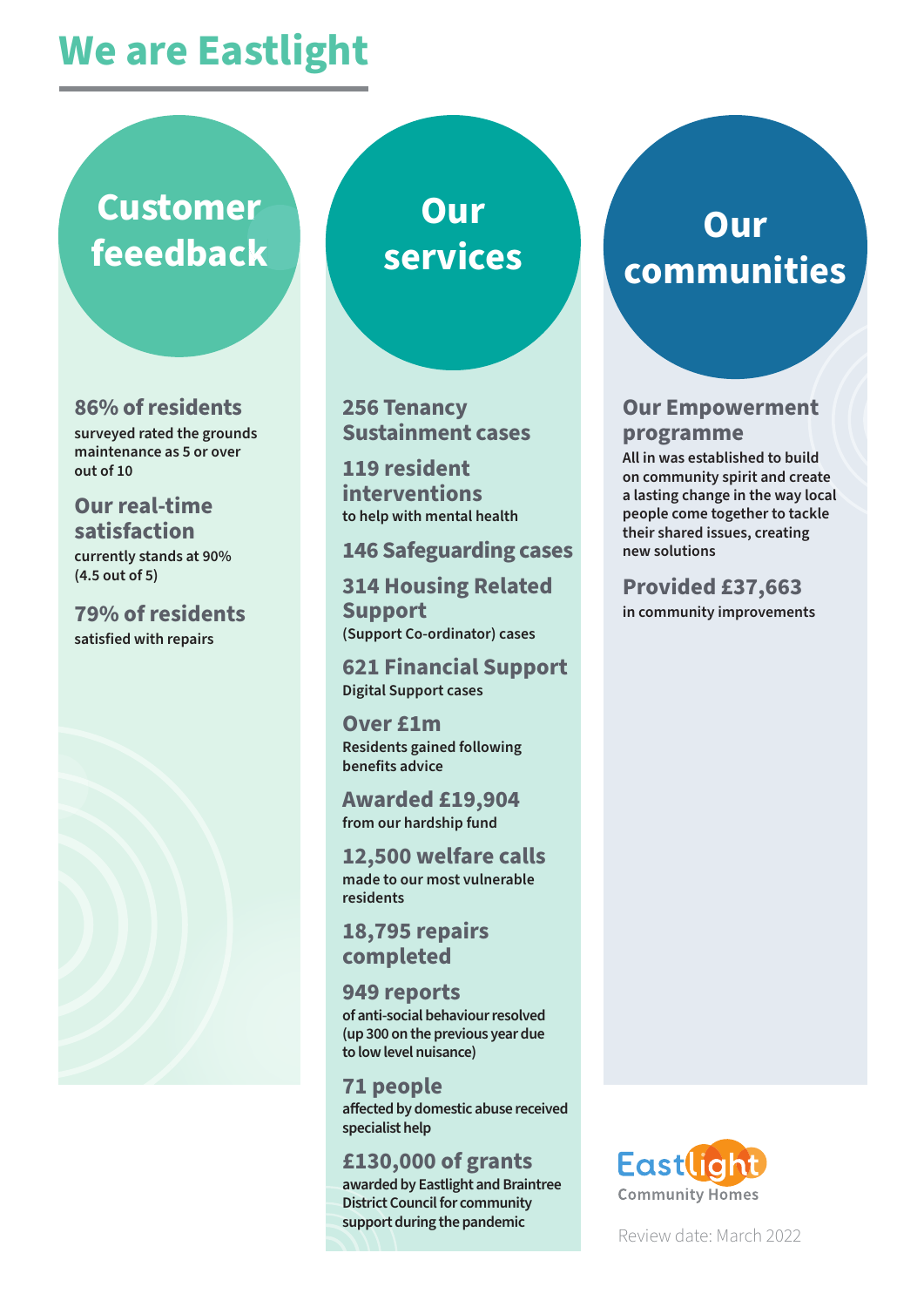# We are Eastlight

## Customer feeedback

**86% of residents**
surveyed rated the grounds maintenance as 5 or over out of 10

**Our real-time satisfaction**
currently stands at 90% (4.5 out of 5)

**79% of residents**
satisfied with repairs

## Our services

**256 Tenancy Sustainment cases**

**119 resident interventions**
to help with mental health

**146 Safeguarding cases**

**314 Housing Related Support**
(Support Co-ordinator) cases

**621 Financial Support**
Digital Support cases

**Over £1m**
Residents gained following benefits advice

**Awarded £19,904**
from our hardship fund

**12,500 welfare calls**
made to our most vulnerable residents

**18,795 repairs completed**

**949 reports**
of anti-social behaviour resolved (up 300 on the previous year due to low level nuisance)

**71 people**
affected by domestic abuse received specialist help

**£130,000 of grants**
awarded by Eastlight and Braintree District Council for community support during the pandemic

## Our communities

**Our Empowerment programme**
All in was established to build on community spirit and create a lasting change in the way local people come together to tackle their shared issues, creating new solutions

**Provided £37,663**
in community improvements

Eastlight Community Homes

Review date: March 2022